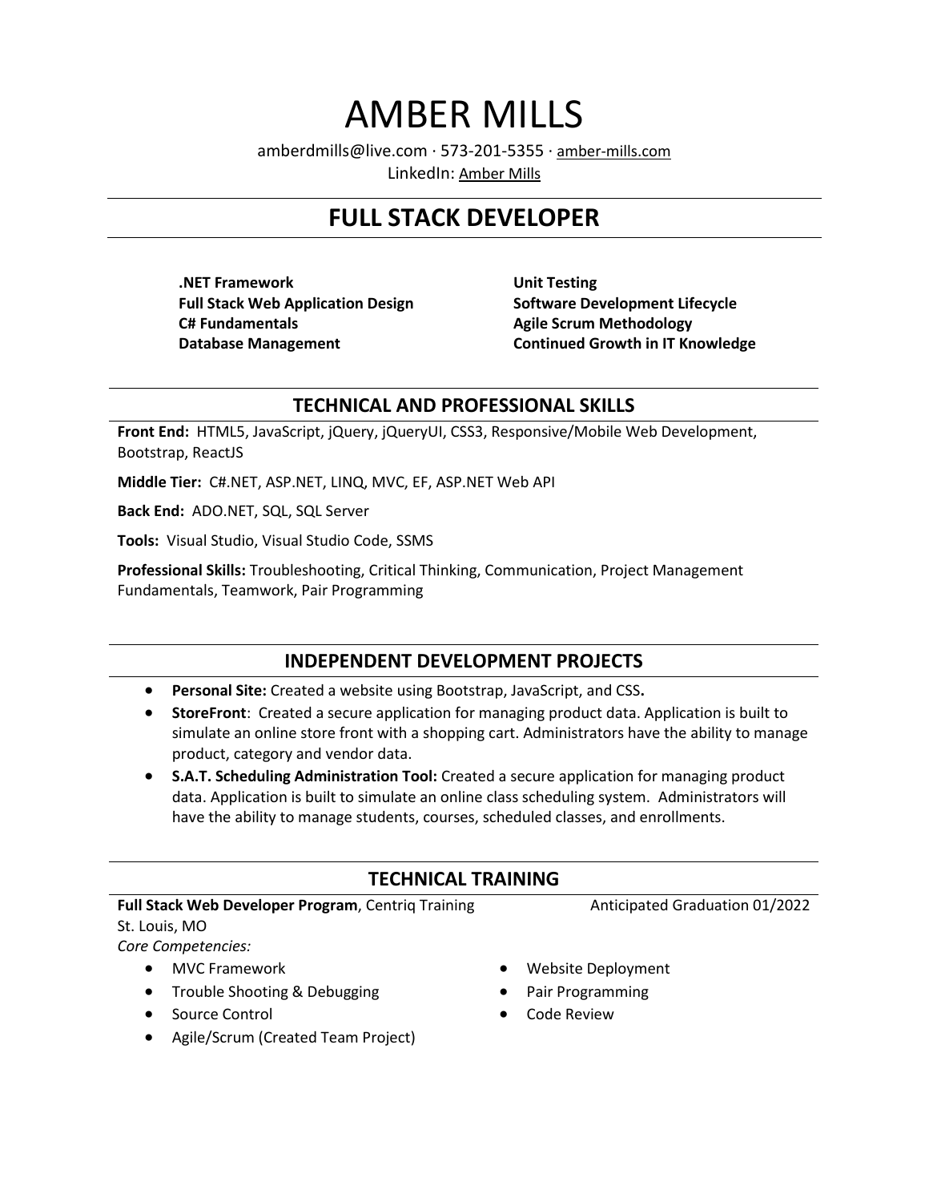# AMBER MILLS

amberdmills@live.com · 573-201-5355 · amber-mills.com
LinkedIn: Amber Mills

## FULL STACK DEVELOPER

**.NET Framework**
**Full Stack Web Application Design**
**C# Fundamentals**
**Database Management**
**Unit Testing**
**Software Development Lifecycle**
**Agile Scrum Methodology**
**Continued Growth in IT Knowledge**

## TECHNICAL AND PROFESSIONAL SKILLS

**Front End:** HTML5, JavaScript, jQuery, jQueryUI, CSS3, Responsive/Mobile Web Development, Bootstrap, ReactJS

**Middle Tier:** C#.NET, ASP.NET, LINQ, MVC, EF, ASP.NET Web API

**Back End:** ADO.NET, SQL, SQL Server

**Tools:** Visual Studio, Visual Studio Code, SSMS

**Professional Skills:** Troubleshooting, Critical Thinking, Communication, Project Management Fundamentals, Teamwork, Pair Programming

## INDEPENDENT DEVELOPMENT PROJECTS

- **Personal Site:** Created a website using Bootstrap, JavaScript, and CSS**.**
- **StoreFront**: Created a secure application for managing product data. Application is built to simulate an online store front with a shopping cart. Administrators have the ability to manage product, category and vendor data.
- **S.A.T. Scheduling Administration Tool:** Created a secure application for managing product data. Application is built to simulate an online class scheduling system. Administrators will have the ability to manage students, courses, scheduled classes, and enrollments.

## TECHNICAL TRAINING

**Full Stack Web Developer Program**, Centriq Training — Anticipated Graduation 01/2022
St. Louis, MO
*Core Competencies:*

- MVC Framework
- Trouble Shooting & Debugging
- Source Control
- Agile/Scrum (Created Team Project)
- Website Deployment
- Pair Programming
- Code Review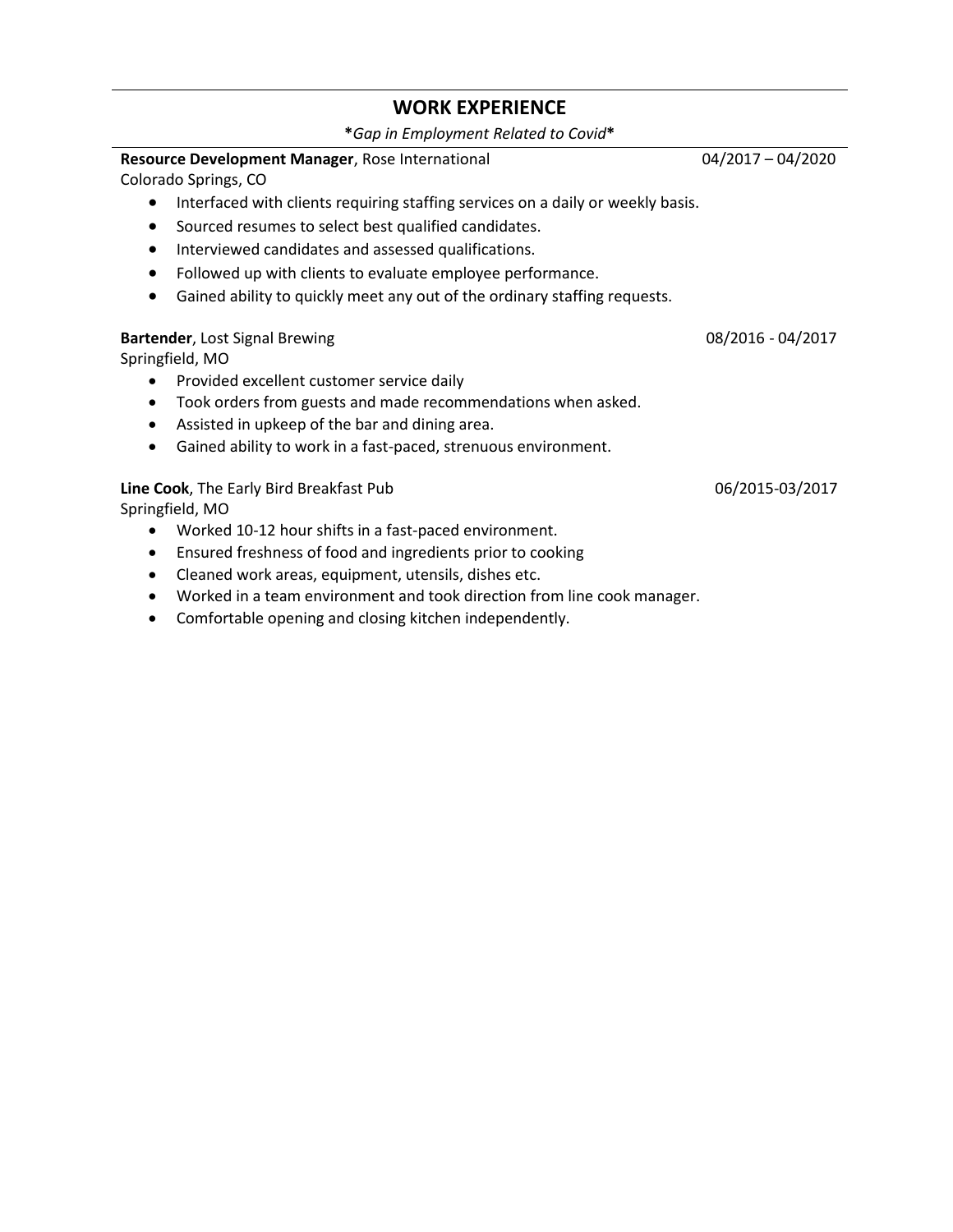## WORK EXPERIENCE

***Gap in Employment Related to Covid***

**Resource Development Manager**, Rose International — 04/2017 – 04/2020
Colorado Springs, CO

- Interfaced with clients requiring staffing services on a daily or weekly basis.
- Sourced resumes to select best qualified candidates.
- Interviewed candidates and assessed qualifications.
- Followed up with clients to evaluate employee performance.
- Gained ability to quickly meet any out of the ordinary staffing requests.

**Bartender**, Lost Signal Brewing — 08/2016 - 04/2017
Springfield, MO

- Provided excellent customer service daily
- Took orders from guests and made recommendations when asked.
- Assisted in upkeep of the bar and dining area.
- Gained ability to work in a fast-paced, strenuous environment.

**Line Cook**, The Early Bird Breakfast Pub — 06/2015-03/2017
Springfield, MO

- Worked 10-12 hour shifts in a fast-paced environment.
- Ensured freshness of food and ingredients prior to cooking
- Cleaned work areas, equipment, utensils, dishes etc.
- Worked in a team environment and took direction from line cook manager.
- Comfortable opening and closing kitchen independently.